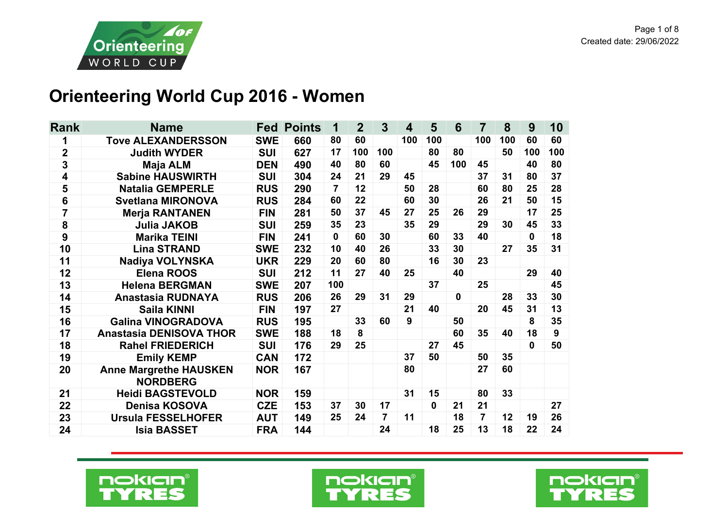# Orienteering World Cup 2016 - Women

| Rank | Name | Fed | Points | 1 | 2 | 3 | 4 | 5 | 6 | 7 | 8 | 9 | 10 |
|---|---|---|---|---|---|---|---|---|---|---|---|---|---|
| 1 | Tove ALEXANDERSSON | SWE | 660 | 80 | 60 | | 100 | 100 | | 100 | 100 | 60 | 60 |
| 2 | Judith WYDER | SUI | 627 | 17 | 100 | 100 | | 80 | 80 | | 50 | 100 | 100 |
| 3 | Maja ALM | DEN | 490 | 40 | 80 | 60 | | 45 | 100 | 45 | | 40 | 80 |
| 4 | Sabine HAUSWIRTH | SUI | 304 | 24 | 21 | 29 | 45 | | | 37 | 31 | 80 | 37 |
| 5 | Natalia GEMPERLE | RUS | 290 | 7 | 12 | | 50 | 28 | | 60 | 80 | 25 | 28 |
| 6 | Svetlana MIRONOVA | RUS | 284 | 60 | 22 | | 60 | 30 | | 26 | 21 | 50 | 15 |
| 7 | Merja RANTANEN | FIN | 281 | 50 | 37 | 45 | 27 | 25 | 26 | 29 | | 17 | 25 |
| 8 | Julia JAKOB | SUI | 259 | 35 | 23 | | 35 | 29 | | 29 | 30 | 45 | 33 |
| 9 | Marika TEINI | FIN | 241 | 0 | 60 | 30 | | 60 | 33 | 40 | | 0 | 18 |
| 10 | Lina STRAND | SWE | 232 | 10 | 40 | 26 | | 33 | 30 | | 27 | 35 | 31 |
| 11 | Nadiya VOLYNSKA | UKR | 229 | 20 | 60 | 80 | | 16 | 30 | 23 | | | |
| 12 | Elena ROOS | SUI | 212 | 11 | 27 | 40 | 25 | | 40 | | | 29 | 40 |
| 13 | Helena BERGMAN | SWE | 207 | 100 | | | | 37 | | 25 | | | 45 |
| 14 | Anastasia RUDNAYA | RUS | 206 | 26 | 29 | 31 | 29 | | 0 | | 28 | 33 | 30 |
| 15 | Saila KINNI | FIN | 197 | 27 | | | 21 | 40 | | 20 | 45 | 31 | 13 |
| 16 | Galina VINOGRADOVA | RUS | 195 | | 33 | 60 | 9 | | 50 | | | 8 | 35 |
| 17 | Anastasia DENISOVA THOR | SWE | 188 | 18 | 8 | | | | 60 | 35 | 40 | 18 | 9 |
| 18 | Rahel FRIEDERICH | SUI | 176 | 29 | 25 | | | 27 | 45 | | | 0 | 50 |
| 19 | Emily KEMP | CAN | 172 | | | | 37 | 50 | | 50 | 35 | | |
| 20 | Anne Margrethe HAUSKEN NORDBERG | NOR | 167 | | | | 80 | | | 27 | 60 | | |
| 21 | Heidi BAGSTEVOLD | NOR | 159 | | | | 31 | 15 | | 80 | 33 | | |
| 22 | Denisa KOSOVA | CZE | 153 | 37 | 30 | 17 | | 0 | 21 | 21 | | | 27 |
| 23 | Ursula FESSELHOFER | AUT | 149 | 25 | 24 | 7 | 11 | | 18 | 7 | 12 | 19 | 26 |
| 24 | Isia BASSET | FRA | 144 | | | 24 | | 18 | 25 | 13 | 18 | 22 | 24 |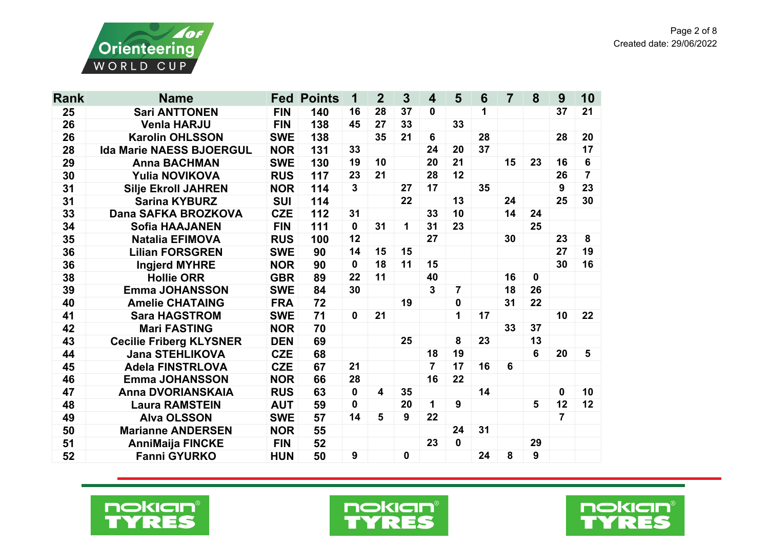| Rank | Name | Fed | Points | 1 | 2 | 3 | 4 | 5 | 6 | 7 | 8 | 9 | 10 |
|---|---|---|---|---|---|---|---|---|---|---|---|---|---|
| 25 | Sari ANTTONEN | FIN | 140 | 16 | 28 | 37 | 0 | | 1 | | | 37 | 21 |
| 26 | Venla HARJU | FIN | 138 | 45 | 27 | 33 | | 33 | | | | | |
| 26 | Karolin OHLSSON | SWE | 138 | | 35 | 21 | 6 | | 28 | | | 28 | 20 |
| 28 | Ida Marie NAESS BJOERGUL | NOR | 131 | 33 | | | 24 | 20 | 37 | | | | 17 |
| 29 | Anna BACHMAN | SWE | 130 | 19 | 10 | | 20 | 21 | | 15 | 23 | 16 | 6 |
| 30 | Yulia NOVIKOVA | RUS | 117 | 23 | 21 | | 28 | 12 | | | | 26 | 7 |
| 31 | Silje Ekroll JAHREN | NOR | 114 | 3 | | 27 | 17 | | 35 | | | 9 | 23 |
| 31 | Sarina KYBURZ | SUI | 114 | | | 22 | | 13 | | 24 | | 25 | 30 |
| 33 | Dana SAFKA BROZKOVA | CZE | 112 | 31 | | | 33 | 10 | | 14 | 24 | | |
| 34 | Sofia HAAJANEN | FIN | 111 | 0 | 31 | 1 | 31 | 23 | | | 25 | | |
| 35 | Natalia EFIMOVA | RUS | 100 | 12 | | | 27 | | | 30 | | 23 | 8 |
| 36 | Lilian FORSGREN | SWE | 90 | 14 | 15 | 15 | | | | | | 27 | 19 |
| 36 | Ingjerd MYHRE | NOR | 90 | 0 | 18 | 11 | 15 | | | | | 30 | 16 |
| 38 | Hollie ORR | GBR | 89 | 22 | 11 | | 40 | | | 16 | 0 | | |
| 39 | Emma JOHANSSON | SWE | 84 | 30 | | | 3 | 7 | | 18 | 26 | | |
| 40 | Amelie CHATAING | FRA | 72 | | | 19 | | 0 | | 31 | 22 | | |
| 41 | Sara HAGSTROM | SWE | 71 | 0 | 21 | | | 1 | 17 | | | 10 | 22 |
| 42 | Mari FASTING | NOR | 70 | | | | | | | 33 | 37 | | |
| 43 | Cecilie Friberg KLYSNER | DEN | 69 | | | 25 | | 8 | 23 | | 13 | | |
| 44 | Jana STEHLIKOVA | CZE | 68 | | | | 18 | 19 | | | 6 | 20 | 5 |
| 45 | Adela FINSTRLOVA | CZE | 67 | 21 | | | 7 | 17 | 16 | 6 | | | |
| 46 | Emma JOHANSSON | NOR | 66 | 28 | | | 16 | 22 | | | | | |
| 47 | Anna DVORIANSKAIA | RUS | 63 | 0 | 4 | 35 | | | 14 | | | 0 | 10 |
| 48 | Laura RAMSTEIN | AUT | 59 | 0 | | 20 | 1 | 9 | | | 5 | 12 | 12 |
| 49 | Alva OLSSON | SWE | 57 | 14 | 5 | 9 | 22 | | | | | 7 | |
| 50 | Marianne ANDERSEN | NOR | 55 | | | | | 24 | 31 | | | | |
| 51 | AnniMaija FINCKE | FIN | 52 | | | | 23 | 0 | | | 29 | | |
| 52 | Fanni GYURKO | HUN | 50 | 9 | | 0 | | | 24 | 8 | 9 | | |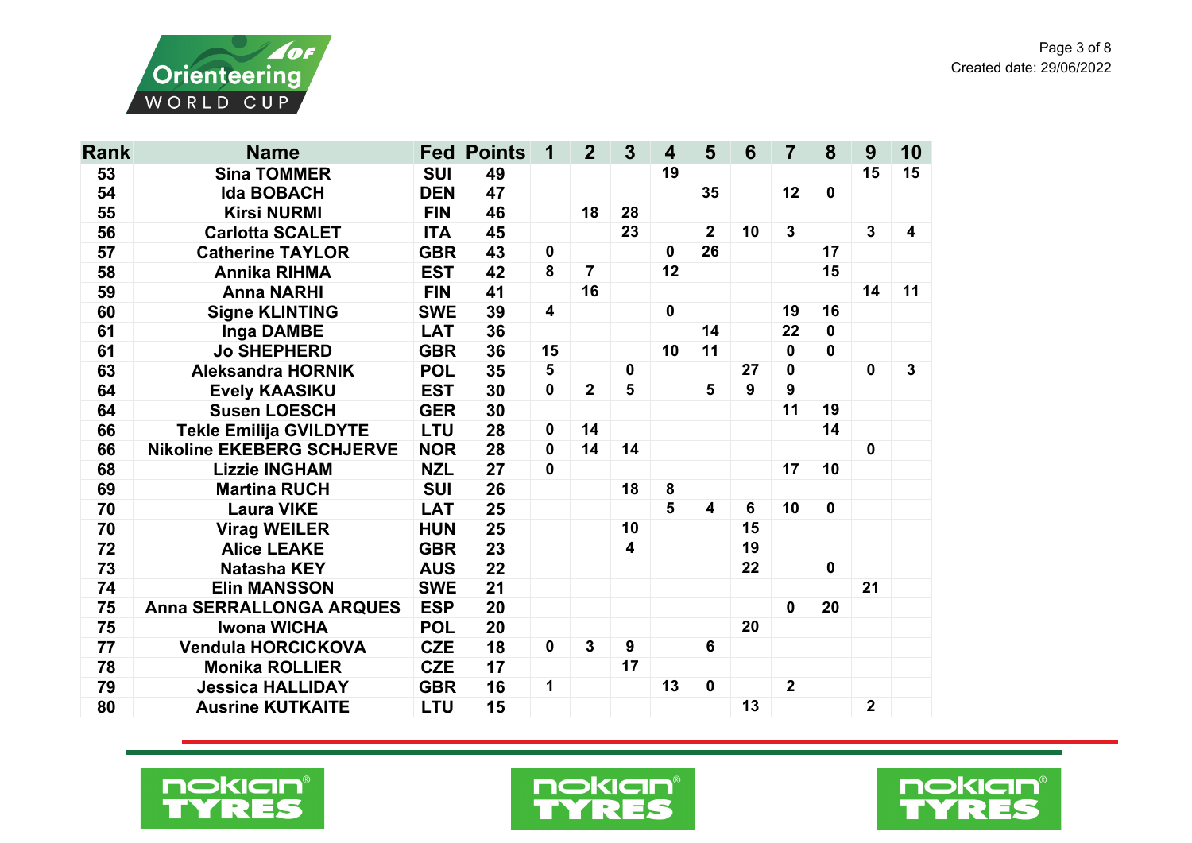| Rank | Name | Fed | Points | 1 | 2 | 3 | 4 | 5 | 6 | 7 | 8 | 9 | 10 |
|---|---|---|---|---|---|---|---|---|---|---|---|---|---|
| 53 | Sina TOMMER | SUI | 49 | | | | 19 | | | | | 15 | 15 |
| 54 | Ida BOBACH | DEN | 47 | | | | | 35 | | 12 | 0 | | |
| 55 | Kirsi NURMI | FIN | 46 | | 18 | 28 | | | | | | | |
| 56 | Carlotta SCALET | ITA | 45 | | | 23 | | 2 | 10 | 3 | | 3 | 4 |
| 57 | Catherine TAYLOR | GBR | 43 | 0 | | | 0 | 26 | | | 17 | | |
| 58 | Annika RIHMA | EST | 42 | 8 | 7 | | 12 | | | | 15 | | |
| 59 | Anna NARHI | FIN | 41 | | 16 | | | | | | | 14 | 11 |
| 60 | Signe KLINTING | SWE | 39 | 4 | | | 0 | | | 19 | 16 | | |
| 61 | Inga DAMBE | LAT | 36 | | | | | 14 | | 22 | 0 | | |
| 61 | Jo SHEPHERD | GBR | 36 | 15 | | | 10 | 11 | | 0 | 0 | | |
| 63 | Aleksandra HORNIK | POL | 35 | 5 | | 0 | | | 27 | 0 | | 0 | 3 |
| 64 | Evely KAASIKU | EST | 30 | 0 | 2 | 5 | | 5 | 9 | 9 | | | |
| 64 | Susen LOESCH | GER | 30 | | | | | | | 11 | 19 | | |
| 66 | Tekle Emilija GVILDYTE | LTU | 28 | 0 | 14 | | | | | | 14 | | |
| 66 | Nikoline EKEBERG SCHJERVE | NOR | 28 | 0 | 14 | 14 | | | | | | 0 | |
| 68 | Lizzie INGHAM | NZL | 27 | 0 | | | | | | 17 | 10 | | |
| 69 | Martina RUCH | SUI | 26 | | | 18 | 8 | | | | | | |
| 70 | Laura VIKE | LAT | 25 | | | | 5 | 4 | 6 | 10 | 0 | | |
| 70 | Virag WEILER | HUN | 25 | | | 10 | | | 15 | | | | |
| 72 | Alice LEAKE | GBR | 23 | | | 4 | | | 19 | | | | |
| 73 | Natasha KEY | AUS | 22 | | | | | | 22 | | 0 | | |
| 74 | Elin MANSSON | SWE | 21 | | | | | | | | | 21 | |
| 75 | Anna SERRALLONGA ARQUES | ESP | 20 | | | | | | | 0 | 20 | | |
| 75 | Iwona WICHA | POL | 20 | | | | | | 20 | | | | |
| 77 | Vendula HORCICKOVA | CZE | 18 | 0 | 3 | 9 | | 6 | | | | | |
| 78 | Monika ROLLIER | CZE | 17 | | | 17 | | | | | | | |
| 79 | Jessica HALLIDAY | GBR | 16 | 1 | | | 13 | 0 | | 2 | | | |
| 80 | Ausrine KUTKAITE | LTU | 15 | | | | | | 13 | | | 2 | |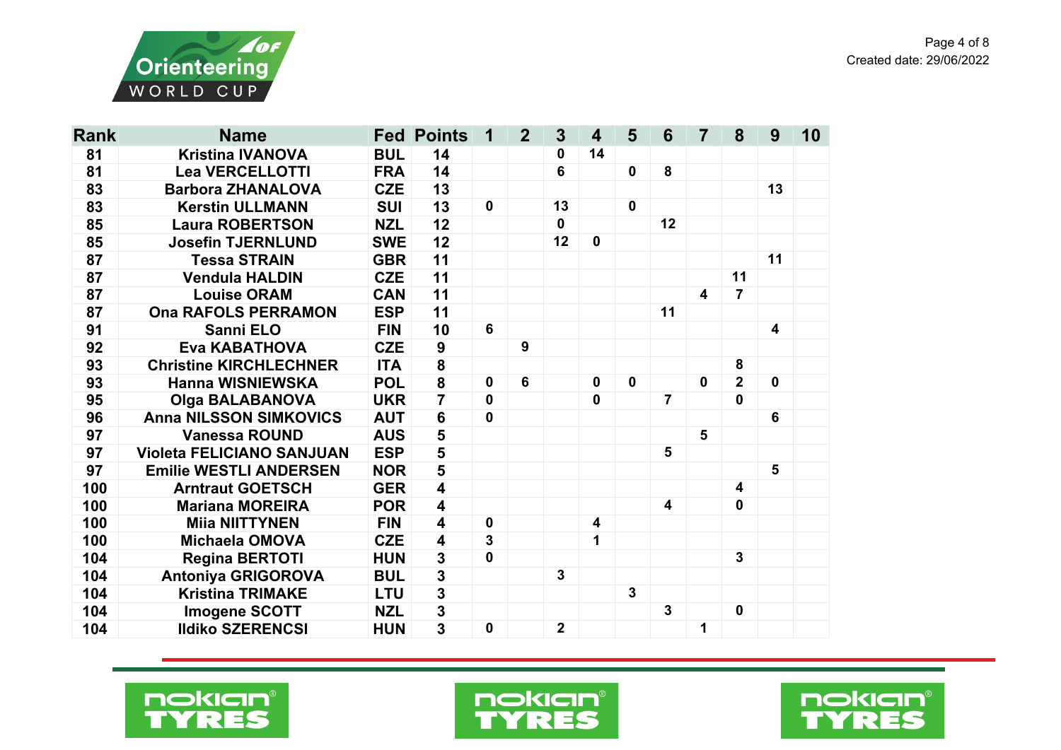| Rank | Name | Fed | Points | 1 | 2 | 3 | 4 | 5 | 6 | 7 | 8 | 9 | 10 |
|---|---|---|---|---|---|---|---|---|---|---|---|---|---|
| 81 | Kristina IVANOVA | BUL | 14 | | | 0 | 14 | | | | | | |
| 81 | Lea VERCELLOTTI | FRA | 14 | | | 6 | | 0 | 8 | | | | |
| 83 | Barbora ZHANALOVA | CZE | 13 | | | | | | | | | 13 | |
| 83 | Kerstin ULLMANN | SUI | 13 | 0 | | 13 | | 0 | | | | | |
| 85 | Laura ROBERTSON | NZL | 12 | | | 0 | | | 12 | | | | |
| 85 | Josefin TJERNLUND | SWE | 12 | | | 12 | 0 | | | | | | |
| 87 | Tessa STRAIN | GBR | 11 | | | | | | | | | 11 | |
| 87 | Vendula HALDIN | CZE | 11 | | | | | | | | 11 | | |
| 87 | Louise ORAM | CAN | 11 | | | | | | | 4 | 7 | | |
| 87 | Ona RAFOLS PERRAMON | ESP | 11 | | | | | | 11 | | | | |
| 91 | Sanni ELO | FIN | 10 | 6 | | | | | | | | 4 | |
| 92 | Eva KABATHOVA | CZE | 9 | | 9 | | | | | | | | |
| 93 | Christine KIRCHLECHNER | ITA | 8 | | | | | | | | 8 | | |
| 93 | Hanna WISNIEWSKA | POL | 8 | 0 | 6 | | 0 | 0 | | 0 | 2 | 0 | |
| 95 | Olga BALABANOVA | UKR | 7 | 0 | | | 0 | | 7 | | 0 | | |
| 96 | Anna NILSSON SIMKOVICS | AUT | 6 | 0 | | | | | | | | 6 | |
| 97 | Vanessa ROUND | AUS | 5 | | | | | | | 5 | | | |
| 97 | Violeta FELICIANO SANJUAN | ESP | 5 | | | | | | 5 | | | | |
| 97 | Emilie WESTLI ANDERSEN | NOR | 5 | | | | | | | | | 5 | |
| 100 | Arntraut GOETSCH | GER | 4 | | | | | | | | 4 | | |
| 100 | Mariana MOREIRA | POR | 4 | | | | | | 4 | | 0 | | |
| 100 | Miia NIITTYNEN | FIN | 4 | 0 | | | 4 | | | | | | |
| 100 | Michaela OMOVA | CZE | 4 | 3 | | | 1 | | | | | | |
| 104 | Regina BERTOTI | HUN | 3 | 0 | | | | | | | 3 | | |
| 104 | Antoniya GRIGOROVA | BUL | 3 | | | 3 | | | | | | | |
| 104 | Kristina TRIMAKE | LTU | 3 | | | | | 3 | | | | | |
| 104 | Imogene SCOTT | NZL | 3 | | | | | | 3 | | 0 | | |
| 104 | Ildiko SZERENCSI | HUN | 3 | 0 | | 2 | | | | 1 | | | |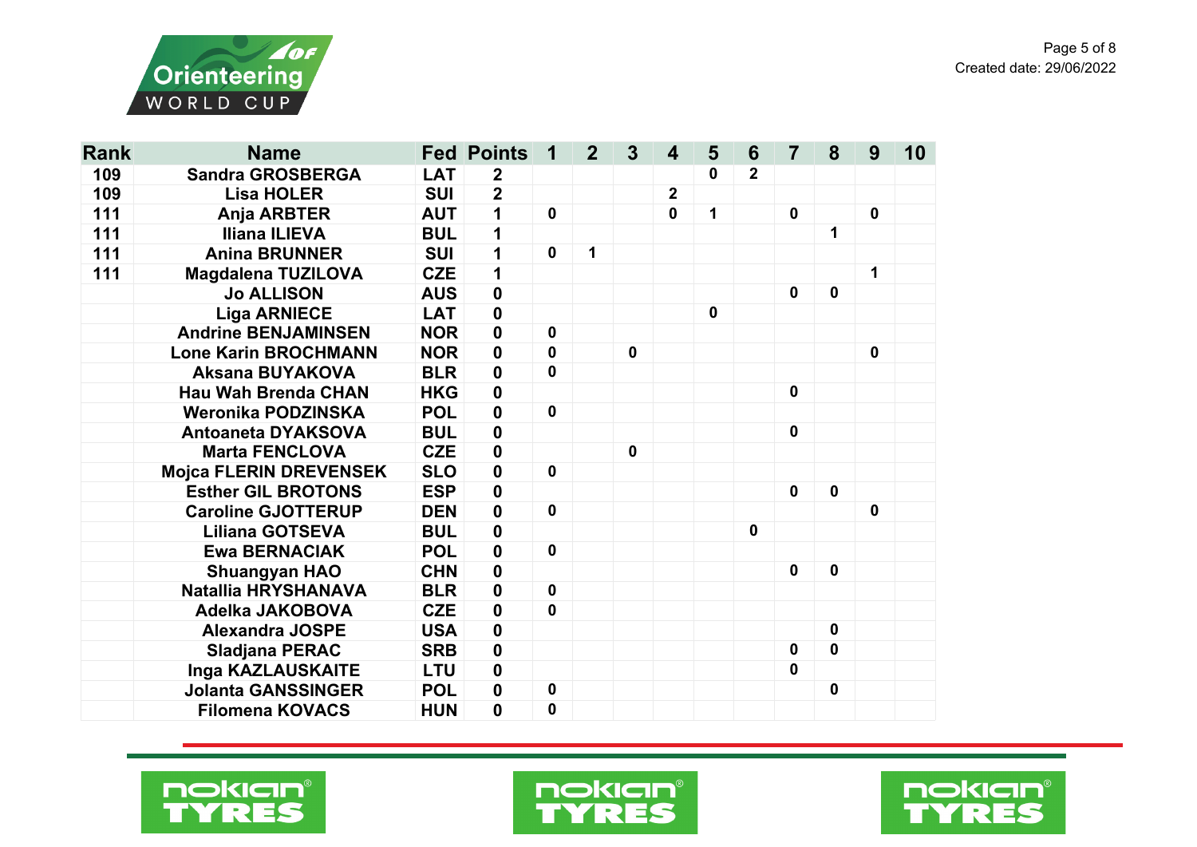| Rank | Name | Fed | Points | 1 | 2 | 3 | 4 | 5 | 6 | 7 | 8 | 9 | 10 |
|---|---|---|---|---|---|---|---|---|---|---|---|---|---|
| 109 | Sandra GROSBERGA | LAT | 2 | | | | | 0 | 2 | | | | |
| 109 | Lisa HOLER | SUI | 2 | | | | 2 | | | | | | |
| 111 | Anja ARBTER | AUT | 1 | 0 | | | 0 | 1 | | 0 | | 0 | |
| 111 | Iliana ILIEVA | BUL | 1 | | | | | | | | 1 | | |
| 111 | Anina BRUNNER | SUI | 1 | 0 | 1 | | | | | | | | |
| 111 | Magdalena TUZILOVA | CZE | 1 | | | | | | | | | 1 | |
| | Jo ALLISON | AUS | 0 | | | | | | | 0 | 0 | | |
| | Liga ARNIECE | LAT | 0 | | | | | 0 | | | | | |
| | Andrine BENJAMINSEN | NOR | 0 | 0 | | | | | | | | | |
| | Lone Karin BROCHMANN | NOR | 0 | 0 | | 0 | | | | | | 0 | |
| | Aksana BUYAKOVA | BLR | 0 | 0 | | | | | | | | | |
| | Hau Wah Brenda CHAN | HKG | 0 | | | | | | | 0 | | | |
| | Weronika PODZINSKA | POL | 0 | 0 | | | | | | | | | |
| | Antoaneta DYAKSOVA | BUL | 0 | | | | | | | 0 | | | |
| | Marta FENCLOVA | CZE | 0 | | | 0 | | | | | | | |
| | Mojca FLERIN DREVENSEK | SLO | 0 | 0 | | | | | | | | | |
| | Esther GIL BROTONS | ESP | 0 | | | | | | | 0 | 0 | | |
| | Caroline GJOTTERUP | DEN | 0 | 0 | | | | | | | | 0 | |
| | Liliana GOTSEVA | BUL | 0 | | | | | | 0 | | | | |
| | Ewa BERNACIAK | POL | 0 | 0 | | | | | | | | | |
| | Shuangyan HAO | CHN | 0 | | | | | | | 0 | 0 | | |
| | Natallia HRYSHANAVA | BLR | 0 | 0 | | | | | | | | | |
| | Adelka JAKOBOVA | CZE | 0 | 0 | | | | | | | | | |
| | Alexandra JOSPE | USA | 0 | | | | | | | | 0 | | |
| | Sladjana PERAC | SRB | 0 | | | | | | | 0 | 0 | | |
| | Inga KAZLAUSKAITE | LTU | 0 | | | | | | | 0 | | | |
| | Jolanta GANSSINGER | POL | 0 | 0 | | | | | | | 0 | | |
| | Filomena KOVACS | HUN | 0 | 0 | | | | | | | | | |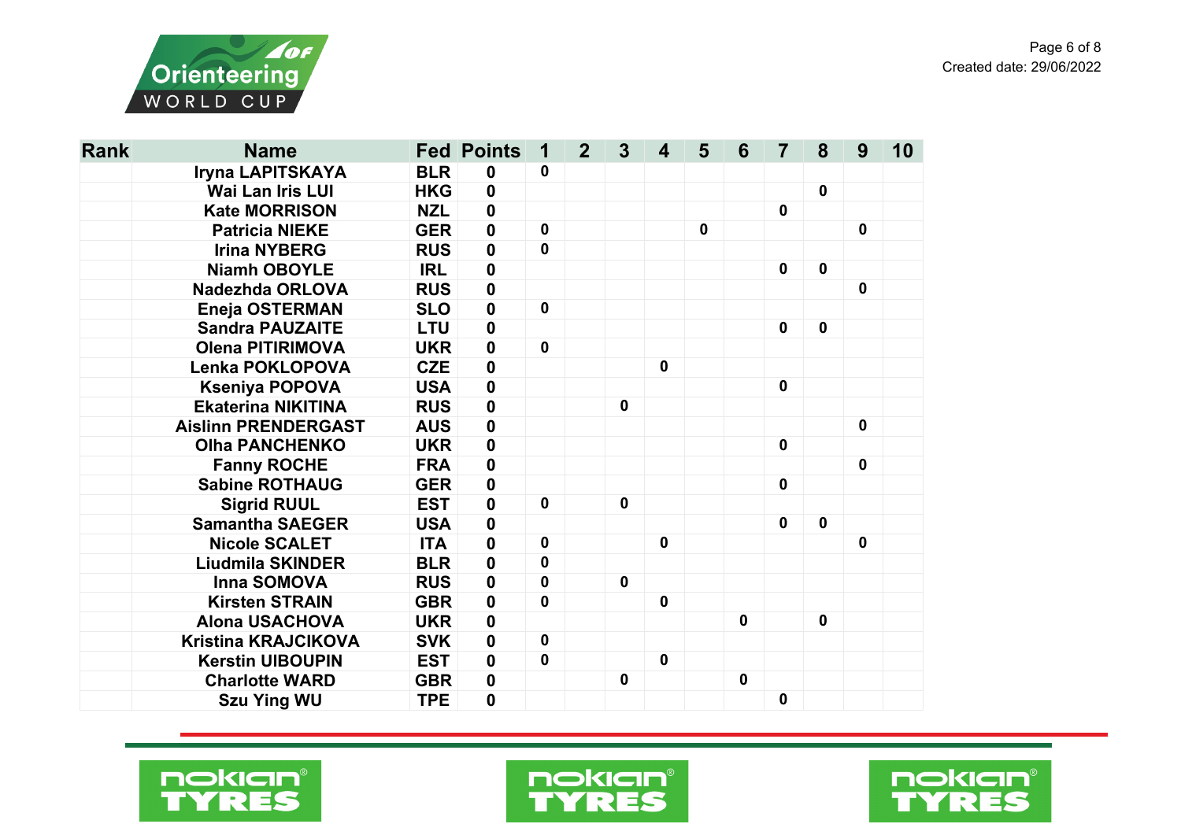| Rank | Name | Fed | Points | 1 | 2 | 3 | 4 | 5 | 6 | 7 | 8 | 9 | 10 |
|---|---|---|---|---|---|---|---|---|---|---|---|---|---|
| | Iryna LAPITSKAYA | BLR | 0 | 0 | | | | | | | | | |
| | Wai Lan Iris LUI | HKG | 0 | | | | | | | | 0 | | |
| | Kate MORRISON | NZL | 0 | | | | | | | 0 | | | |
| | Patricia NIEKE | GER | 0 | 0 | | | | 0 | | | | 0 | |
| | Irina NYBERG | RUS | 0 | 0 | | | | | | | | | |
| | Niamh OBOYLE | IRL | 0 | | | | | | | 0 | 0 | | |
| | Nadezhda ORLOVA | RUS | 0 | | | | | | | | | 0 | |
| | Eneja OSTERMAN | SLO | 0 | 0 | | | | | | | | | |
| | Sandra PAUZAITE | LTU | 0 | | | | | | | 0 | 0 | | |
| | Olena PITIRIMOVA | UKR | 0 | 0 | | | | | | | | | |
| | Lenka POKLOPOVA | CZE | 0 | | | | 0 | | | | | | |
| | Kseniya POPOVA | USA | 0 | | | | | | | 0 | | | |
| | Ekaterina NIKITINA | RUS | 0 | | | 0 | | | | | | | |
| | Aislinn PRENDERGAST | AUS | 0 | | | | | | | | | 0 | |
| | Olha PANCHENKO | UKR | 0 | | | | | | | 0 | | | |
| | Fanny ROCHE | FRA | 0 | | | | | | | | | 0 | |
| | Sabine ROTHAUG | GER | 0 | | | | | | | 0 | | | |
| | Sigrid RUUL | EST | 0 | 0 | | 0 | | | | | | | |
| | Samantha SAEGER | USA | 0 | | | | | | | 0 | 0 | | |
| | Nicole SCALET | ITA | 0 | 0 | | | 0 | | | | | 0 | |
| | Liudmila SKINDER | BLR | 0 | 0 | | | | | | | | | |
| | Inna SOMOVA | RUS | 0 | 0 | | 0 | | | | | | | |
| | Kirsten STRAIN | GBR | 0 | 0 | | | 0 | | | | | | |
| | Alona USACHOVA | UKR | 0 | | | | | | 0 | | 0 | | |
| | Kristina KRAJCIKOVA | SVK | 0 | 0 | | | | | | | | | |
| | Kerstin UIBOUPIN | EST | 0 | 0 | | | 0 | | | | | | |
| | Charlotte WARD | GBR | 0 | | | 0 | | | 0 | | | | |
| | Szu Ying WU | TPE | 0 | | | | | | | 0 | | | |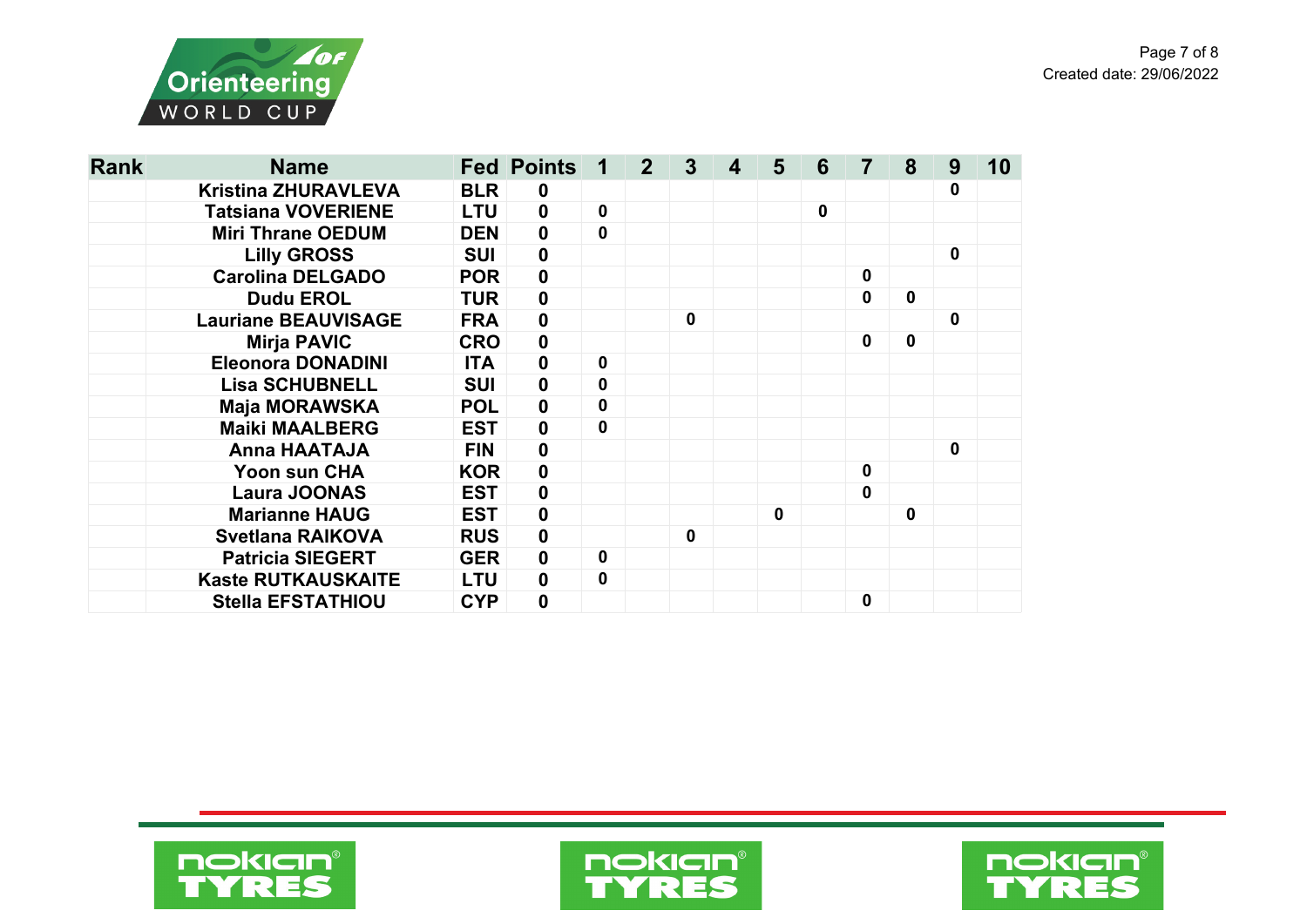| Rank | Name | Fed | Points | 1 | 2 | 3 | 4 | 5 | 6 | 7 | 8 | 9 | 10 |
|---|---|---|---|---|---|---|---|---|---|---|---|---|---|
| | Kristina ZHURAVLEVA | BLR | 0 | | | | | | | | | 0 | |
| | Tatsiana VOVERIENE | LTU | 0 | 0 | | | | | 0 | | | | |
| | Miri Thrane OEDUM | DEN | 0 | 0 | | | | | | | | | |
| | Lilly GROSS | SUI | 0 | | | | | | | | | 0 | |
| | Carolina DELGADO | POR | 0 | | | | | | | 0 | | | |
| | Dudu EROL | TUR | 0 | | | | | | | 0 | 0 | | |
| | Lauriane BEAUVISAGE | FRA | 0 | | | 0 | | | | | | 0 | |
| | Mirja PAVIC | CRO | 0 | | | | | | | 0 | 0 | | |
| | Eleonora DONADINI | ITA | 0 | 0 | | | | | | | | | |
| | Lisa SCHUBNELL | SUI | 0 | 0 | | | | | | | | | |
| | Maja MORAWSKA | POL | 0 | 0 | | | | | | | | | |
| | Maiki MAALBERG | EST | 0 | 0 | | | | | | | | | |
| | Anna HAATAJA | FIN | 0 | | | | | | | | | 0 | |
| | Yoon sun CHA | KOR | 0 | | | | | | | 0 | | | |
| | Laura JOONAS | EST | 0 | | | | | | | 0 | | | |
| | Marianne HAUG | EST | 0 | | | | | 0 | | | 0 | | |
| | Svetlana RAIKOVA | RUS | 0 | | | 0 | | | | | | | |
| | Patricia SIEGERT | GER | 0 | 0 | | | | | | | | | |
| | Kaste RUTKAUSKAITE | LTU | 0 | 0 | | | | | | | | | |
| | Stella EFSTATHIOU | CYP | 0 | | | | | | | 0 | | | |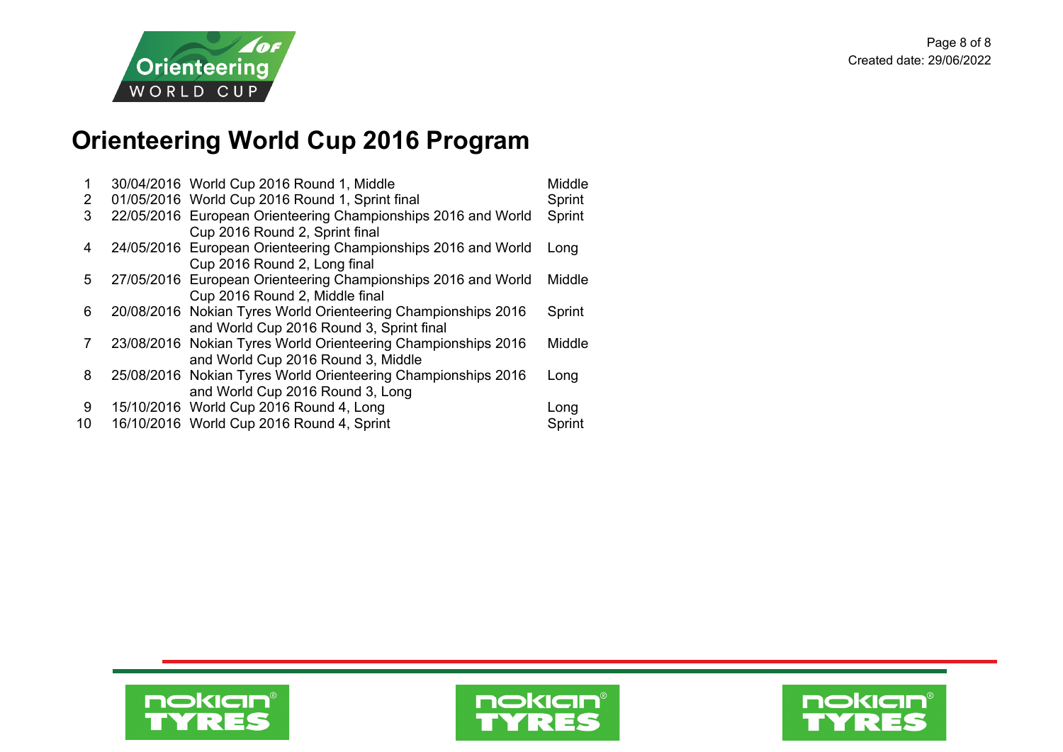# Orienteering World Cup 2016 Program

| | | | |
|---|---|---|---|
| 1 | 30/04/2016 | World Cup 2016 Round 1, Middle | Middle |
| 2 | 01/05/2016 | World Cup 2016 Round 1, Sprint final | Sprint |
| 3 | 22/05/2016 | European Orienteering Championships 2016 and World Cup 2016 Round 2, Sprint final | Sprint |
| 4 | 24/05/2016 | European Orienteering Championships 2016 and World Cup 2016 Round 2, Long final | Long |
| 5 | 27/05/2016 | European Orienteering Championships 2016 and World Cup 2016 Round 2, Middle final | Middle |
| 6 | 20/08/2016 | Nokian Tyres World Orienteering Championships 2016 and World Cup 2016 Round 3, Sprint final | Sprint |
| 7 | 23/08/2016 | Nokian Tyres World Orienteering Championships 2016 and World Cup 2016 Round 3, Middle | Middle |
| 8 | 25/08/2016 | Nokian Tyres World Orienteering Championships 2016 and World Cup 2016 Round 3, Long | Long |
| 9 | 15/10/2016 | World Cup 2016 Round 4, Long | Long |
| 10 | 16/10/2016 | World Cup 2016 Round 4, Sprint | Sprint |